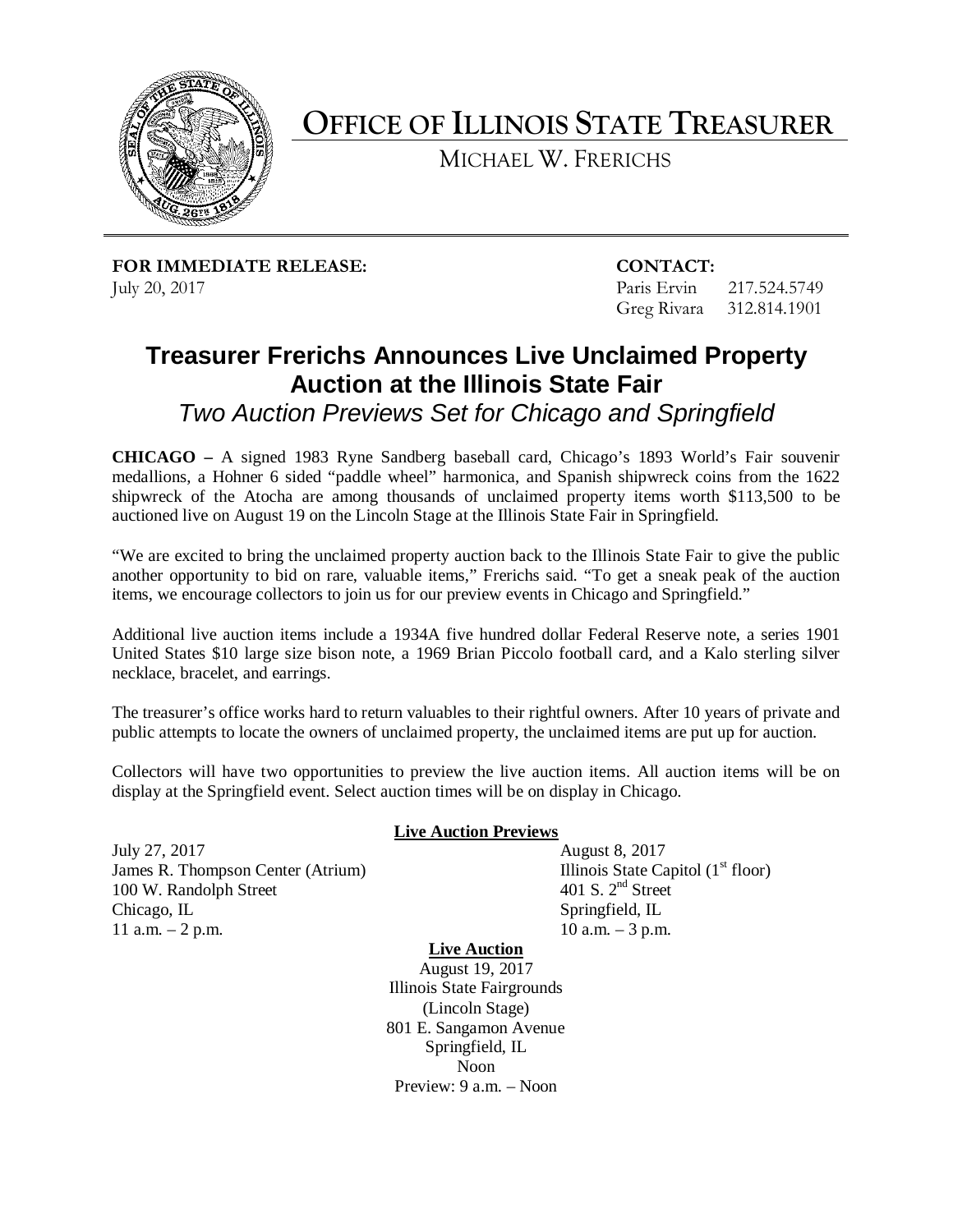# OFFICE OF ILLINOIS STATE TREASURER

MICHAEL W. FRERICHS

**FOR IMMEDIATE RELEASE:**
July 20, 2017

**CONTACT:**
Paris Ervin 217.524.5749
Greg Rivara 312.814.1901

## Treasurer Frerichs Announces Live Unclaimed Property Auction at the Illinois State Fair

*Two Auction Previews Set for Chicago and Springfield*

**CHICAGO –** A signed 1983 Ryne Sandberg baseball card, Chicago's 1893 World's Fair souvenir medallions, a Hohner 6 sided "paddle wheel" harmonica, and Spanish shipwreck coins from the 1622 shipwreck of the Atocha are among thousands of unclaimed property items worth $113,500 to be auctioned live on August 19 on the Lincoln Stage at the Illinois State Fair in Springfield.

"We are excited to bring the unclaimed property auction back to the Illinois State Fair to give the public another opportunity to bid on rare, valuable items," Frerichs said. "To get a sneak peak of the auction items, we encourage collectors to join us for our preview events in Chicago and Springfield."

Additional live auction items include a 1934A five hundred dollar Federal Reserve note, a series 1901 United States $10 large size bison note, a 1969 Brian Piccolo football card, and a Kalo sterling silver necklace, bracelet, and earrings.

The treasurer's office works hard to return valuables to their rightful owners. After 10 years of private and public attempts to locate the owners of unclaimed property, the unclaimed items are put up for auction.

Collectors will have two opportunities to preview the live auction items. All auction items will be on display at the Springfield event. Select auction times will be on display in Chicago.

**Live Auction Previews**

July 27, 2017
James R. Thompson Center (Atrium)
100 W. Randolph Street
Chicago, IL
11 a.m. – 2 p.m.

August 8, 2017
Illinois State Capitol (1st floor)
401 S. 2nd Street
Springfield, IL
10 a.m. – 3 p.m.

**Live Auction**

August 19, 2017
Illinois State Fairgrounds
(Lincoln Stage)
801 E. Sangamon Avenue
Springfield, IL
Noon
Preview: 9 a.m. – Noon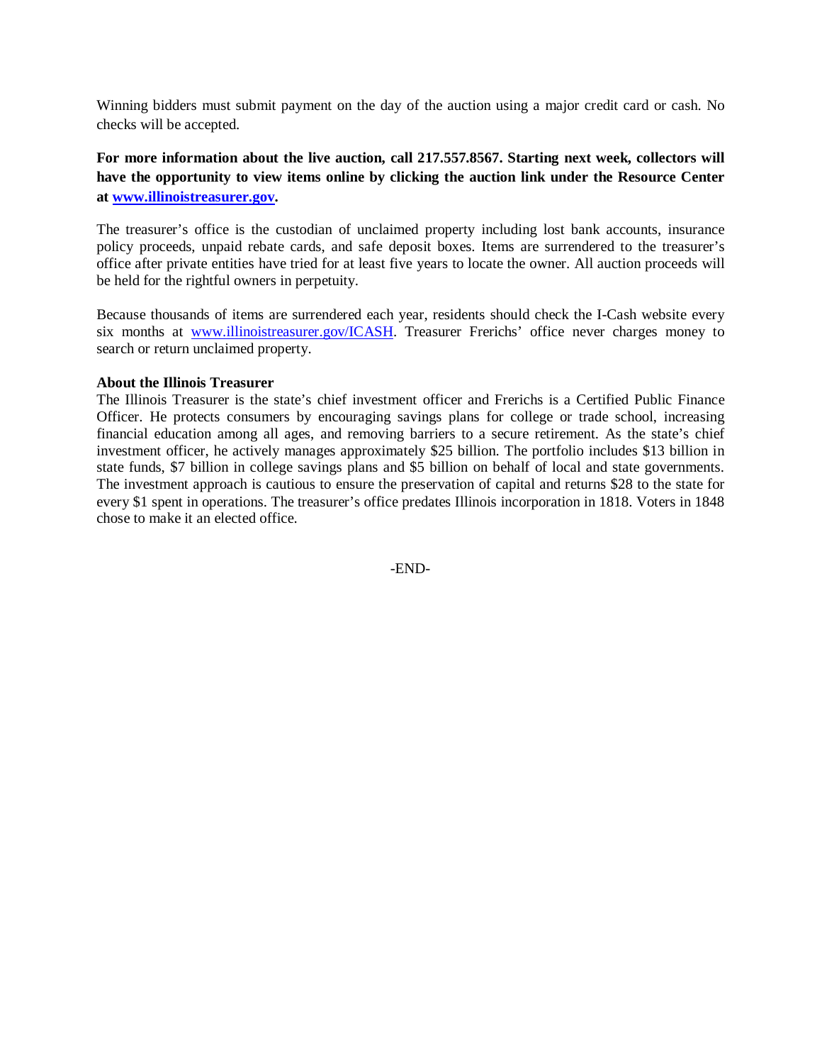Winning bidders must submit payment on the day of the auction using a major credit card or cash. No checks will be accepted.

**For more information about the live auction, call 217.557.8567. Starting next week, collectors will have the opportunity to view items online by clicking the auction link under the Resource Center at [www.illinoistreasurer.gov](http://www.illinoistreasurer.gov).**

The treasurer's office is the custodian of unclaimed property including lost bank accounts, insurance policy proceeds, unpaid rebate cards, and safe deposit boxes. Items are surrendered to the treasurer's office after private entities have tried for at least five years to locate the owner. All auction proceeds will be held for the rightful owners in perpetuity.

Because thousands of items are surrendered each year, residents should check the I-Cash website every six months at [www.illinoistreasurer.gov/ICASH](http://www.illinoistreasurer.gov/ICASH). Treasurer Frerichs' office never charges money to search or return unclaimed property.

**About the Illinois Treasurer**
The Illinois Treasurer is the state's chief investment officer and Frerichs is a Certified Public Finance Officer. He protects consumers by encouraging savings plans for college or trade school, increasing financial education among all ages, and removing barriers to a secure retirement. As the state's chief investment officer, he actively manages approximately $25 billion. The portfolio includes $13 billion in state funds, $7 billion in college savings plans and $5 billion on behalf of local and state governments. The investment approach is cautious to ensure the preservation of capital and returns $28 to the state for every $1 spent in operations. The treasurer's office predates Illinois incorporation in 1818. Voters in 1848 chose to make it an elected office.

-END-